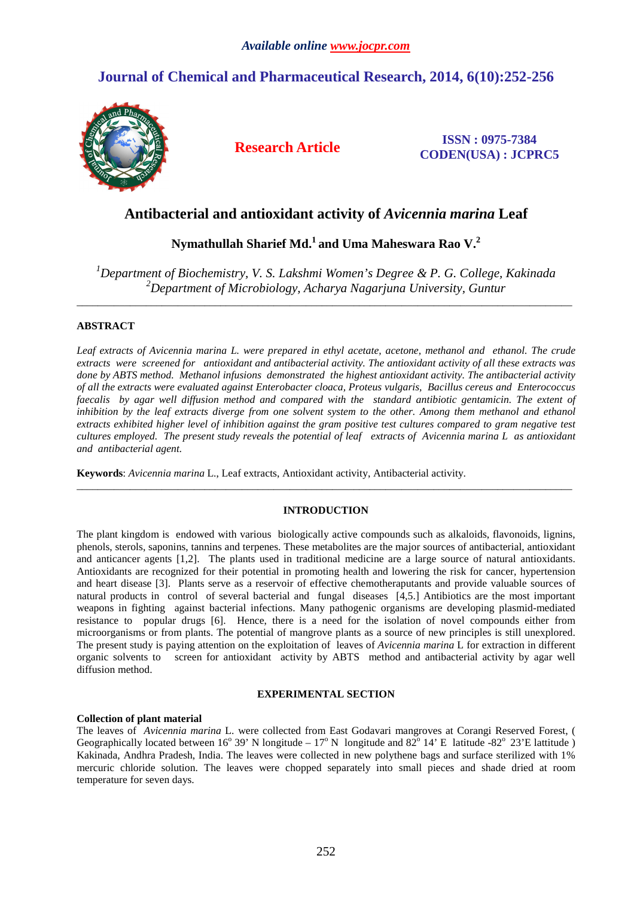*Available online www.jocpr.com*

## Journal of Chemical and Pharmaceutical Research, 2014, 6(10):252-256

**Research Article**

**ISSN : 0975-7384**
**CODEN(USA) : JCPRC5**

# Antibacterial and antioxidant activity of *Avicennia marina* Leaf

**Nymathullah Sharief Md.[1] and Uma Maheswara Rao V.[2]**

*[1]Department of Biochemistry, V. S. Lakshmi Women's Degree & P. G. College, Kakinada*
*[2]Department of Microbiology, Acharya Nagarjuna University, Guntur*

---

## ABSTRACT

*Leaf extracts of Avicennia marina L. were prepared in ethyl acetate, acetone, methanol and ethanol. The crude extracts were screened for antioxidant and antibacterial activity. The antioxidant activity of all these extracts was done by ABTS method. Methanol infusions demonstrated the highest antioxidant activity. The antibacterial activity of all the extracts were evaluated against Enterobacter cloaca, Proteus vulgaris, Bacillus cereus and Enterococcus faecalis by agar well diffusion method and compared with the standard antibiotic gentamicin. The extent of inhibition by the leaf extracts diverge from one solvent system to the other. Among them methanol and ethanol extracts exhibited higher level of inhibition against the gram positive test cultures compared to gram negative test cultures employed. The present study reveals the potential of leaf extracts of Avicennia marina L as antioxidant and antibacterial agent.*

**Keywords**: *Avicennia marina* L., Leaf extracts, Antioxidant activity, Antibacterial activity.

---

## INTRODUCTION

The plant kingdom is endowed with various biologically active compounds such as alkaloids, flavonoids, lignins, phenols, sterols, saponins, tannins and terpenes. These metabolites are the major sources of antibacterial, antioxidant and anticancer agents [1,2]. The plants used in traditional medicine are a large source of natural antioxidants. Antioxidants are recognized for their potential in promoting health and lowering the risk for cancer, hypertension and heart disease [3]. Plants serve as a reservoir of effective chemotheraputants and provide valuable sources of natural products in control of several bacterial and fungal diseases [4,5.] Antibiotics are the most important weapons in fighting against bacterial infections. Many pathogenic organisms are developing plasmid-mediated resistance to popular drugs [6]. Hence, there is a need for the isolation of novel compounds either from microorganisms or from plants. The potential of mangrove plants as a source of new principles is still unexplored. The present study is paying attention on the exploitation of leaves of *Avicennia marina* L for extraction in different organic solvents to screen for antioxidant activity by ABTS method and antibacterial activity by agar well diffusion method.

## EXPERIMENTAL SECTION

### Collection of plant material

The leaves of *Avicennia marina* L. were collected from East Godavari mangroves at Corangi Reserved Forest, ( Geographically located between 16$^{o}$ 39' N longitude – 17$^{o}$ N longitude and 82$^{o}$ 14' E latitude -82$^{o}$ 23'E lattitude ) Kakinada, Andhra Pradesh, India. The leaves were collected in new polythene bags and surface sterilized with 1% mercuric chloride solution. The leaves were chopped separately into small pieces and shade dried at room temperature for seven days.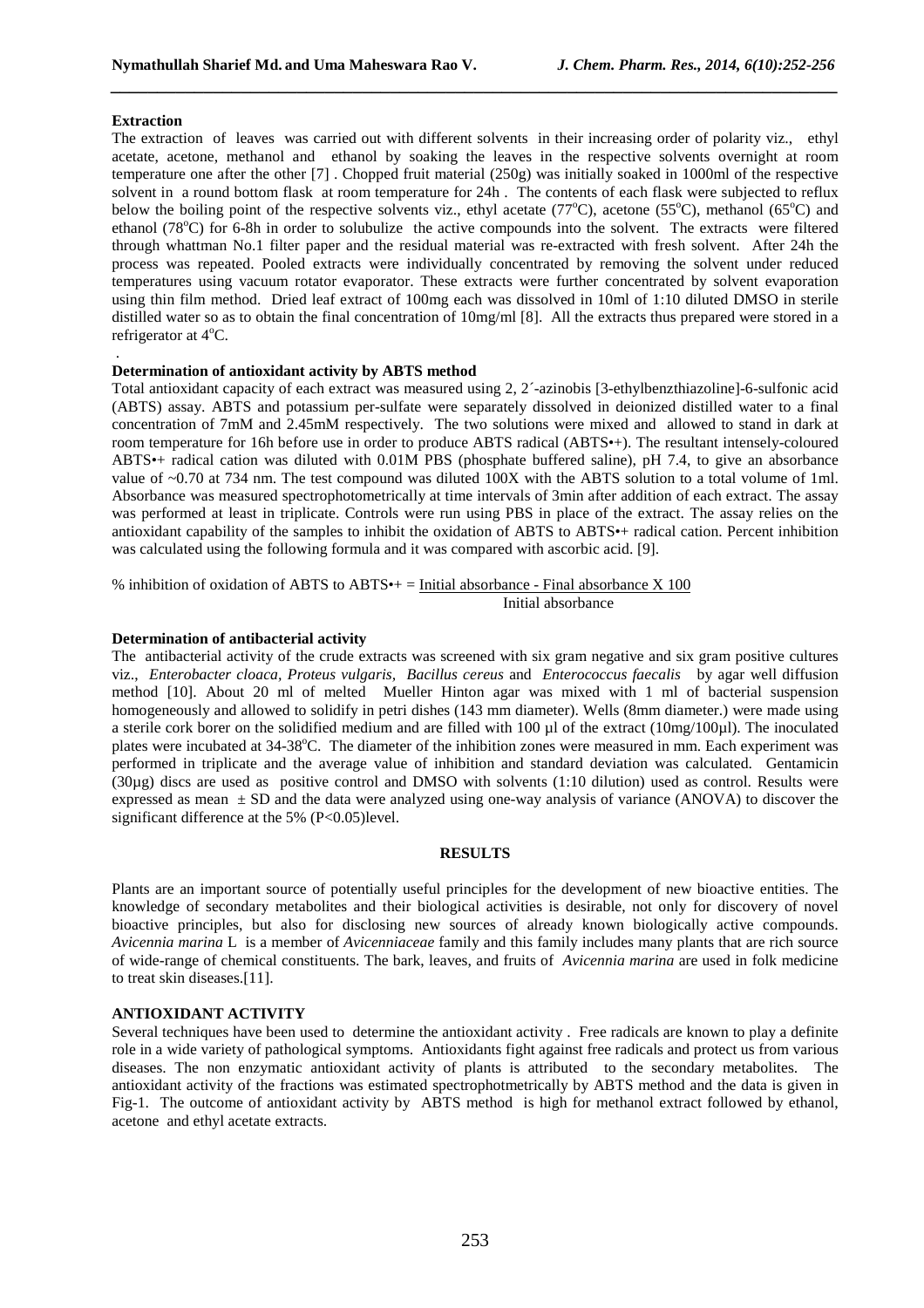**Extraction**

The extraction of leaves was carried out with different solvents in their increasing order of polarity viz., ethyl acetate, acetone, methanol and ethanol by soaking the leaves in the respective solvents overnight at room temperature one after the other [7] . Chopped fruit material (250g) was initially soaked in 1000ml of the respective solvent in a round bottom flask at room temperature for 24h . The contents of each flask were subjected to reflux below the boiling point of the respective solvents viz., ethyl acetate (77$^{o}$C), acetone (55$^{o}$C), methanol (65$^{o}$C) and ethanol (78$^{o}$C) for 6-8h in order to solubulize the active compounds into the solvent. The extracts were filtered through whattman No.1 filter paper and the residual material was re-extracted with fresh solvent. After 24h the process was repeated. Pooled extracts were individually concentrated by removing the solvent under reduced temperatures using vacuum rotator evaporator. These extracts were further concentrated by solvent evaporation using thin film method. Dried leaf extract of 100mg each was dissolved in 10ml of 1:10 diluted DMSO in sterile distilled water so as to obtain the final concentration of 10mg/ml [8]. All the extracts thus prepared were stored in a refrigerator at 4$^{o}$C.

.

**Determination of antioxidant activity by ABTS method**

Total antioxidant capacity of each extract was measured using 2, 2´-azinobis [3-ethylbenzthiazoline]-6-sulfonic acid (ABTS) assay. ABTS and potassium per-sulfate were separately dissolved in deionized distilled water to a final concentration of 7mM and 2.45mM respectively. The two solutions were mixed and allowed to stand in dark at room temperature for 16h before use in order to produce ABTS radical (ABTS•+). The resultant intensely-coloured ABTS•+ radical cation was diluted with 0.01M PBS (phosphate buffered saline), pH 7.4, to give an absorbance value of ~0.70 at 734 nm. The test compound was diluted 100X with the ABTS solution to a total volume of 1ml. Absorbance was measured spectrophotometrically at time intervals of 3min after addition of each extract. The assay was performed at least in triplicate. Controls were run using PBS in place of the extract. The assay relies on the antioxidant capability of the samples to inhibit the oxidation of ABTS to ABTS•+ radical cation. Percent inhibition was calculated using the following formula and it was compared with ascorbic acid. [9].

$$\% \text{ inhibition of oxidation of ABTS to ABTS}^{\bullet+} = \frac{\text{Initial absorbance} - \text{Final absorbance}}{\text{Initial absorbance}} \times 100$$

**Determination of antibacterial activity**

The antibacterial activity of the crude extracts was screened with six gram negative and six gram positive cultures viz., *Enterobacter cloaca, Proteus vulgaris, Bacillus cereus* and *Enterococcus faecalis* by agar well diffusion method [10]. About 20 ml of melted Mueller Hinton agar was mixed with 1 ml of bacterial suspension homogeneously and allowed to solidify in petri dishes (143 mm diameter). Wells (8mm diameter.) were made using a sterile cork borer on the solidified medium and are filled with 100 µl of the extract (10mg/100µl). The inoculated plates were incubated at 34-38$^{o}$C. The diameter of the inhibition zones were measured in mm. Each experiment was performed in triplicate and the average value of inhibition and standard deviation was calculated. Gentamicin (30µg) discs are used as positive control and DMSO with solvents (1:10 dilution) used as control. Results were expressed as mean ± SD and the data were analyzed using one-way analysis of variance (ANOVA) to discover the significant difference at the 5% ($P<0.05$)level.

## RESULTS

Plants are an important source of potentially useful principles for the development of new bioactive entities. The knowledge of secondary metabolites and their biological activities is desirable, not only for discovery of novel bioactive principles, but also for disclosing new sources of already known biologically active compounds. *Avicennia marina* L is a member of *Avicenniaceae* family and this family includes many plants that are rich source of wide-range of chemical constituents. The bark, leaves, and fruits of *Avicennia marina* are used in folk medicine to treat skin diseases.[11].

### ANTIOXIDANT ACTIVITY

Several techniques have been used to determine the antioxidant activity . Free radicals are known to play a definite role in a wide variety of pathological symptoms. Antioxidants fight against free radicals and protect us from various diseases. The non enzymatic antioxidant activity of plants is attributed to the secondary metabolites. The antioxidant activity of the fractions was estimated spectrophotmetrically by ABTS method and the data is given in Fig-1. The outcome of antioxidant activity by ABTS method is high for methanol extract followed by ethanol, acetone and ethyl acetate extracts.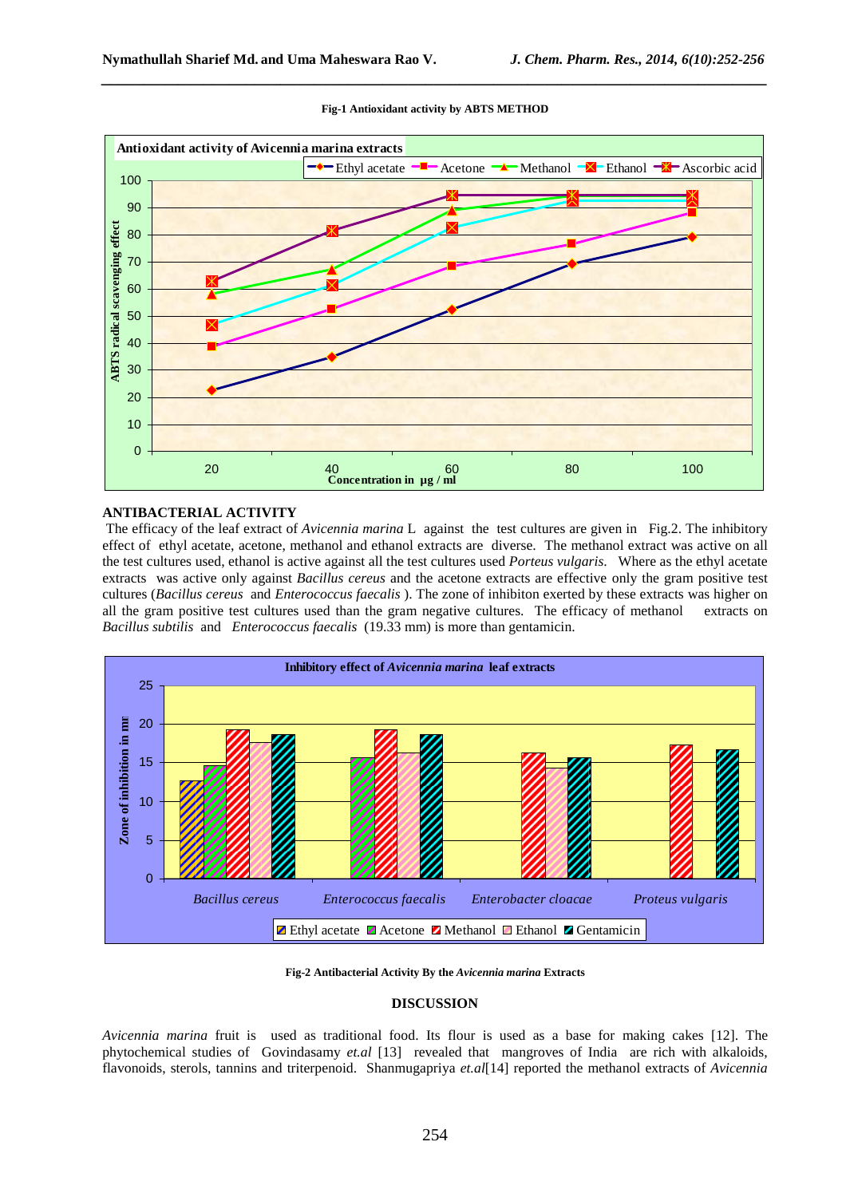**Fig-1 Antioxidant activity by ABTS METHOD**

Antioxidant activity of Avicennia marina extracts

Ethyl acetate, Acetone, Methanol, Ethanol, Ascorbic acid

ABTS radical scavenging effect

0 10 20 30 40 50 60 70 80 90 100

20 40 60 80 100

Concentration in µg / ml

## ANTIBACTERIAL ACTIVITY

The efficacy of the leaf extract of *Avicennia marina* L against the test cultures are given in Fig.2. The inhibitory effect of ethyl acetate, acetone, methanol and ethanol extracts are diverse. The methanol extract was active on all the test cultures used, ethanol is active against all the test cultures used *Porteus vulgaris*. Where as the ethyl acetate extracts was active only against *Bacillus cereus* and the acetone extracts are effective only the gram positive test cultures (*Bacillus cereus* and *Enterococcus faecalis* ). The zone of inhibiton exerted by these extracts was higher on all the gram positive test cultures used than the gram negative cultures. The efficacy of methanol extracts on *Bacillus subtilis* and *Enterococcus faecalis* (19.33 mm) is more than gentamicin.

Inhibitory effect of *Avicennia marina* leaf extracts

Zone of inhibition in mm

0 5 10 15 20 25

*Bacillus cereus* *Enterococcus faecalis* *Enterobacter cloacae* *Proteus vulgaris*

Ethyl acetate, Acetone, Methanol, Ethanol, Gentamicin

**Fig-2 Antibacterial Activity By the *Avicennia marina* Extracts**

## DISCUSSION

*Avicennia marina* fruit is used as traditional food. Its flour is used as a base for making cakes [12]. The phytochemical studies of Govindasamy *et.al* [13] revealed that mangroves of India are rich with alkaloids, flavonoids, sterols, tannins and triterpenoid. Shanmugapriya *et.al*[14] reported the methanol extracts of *Avicennia*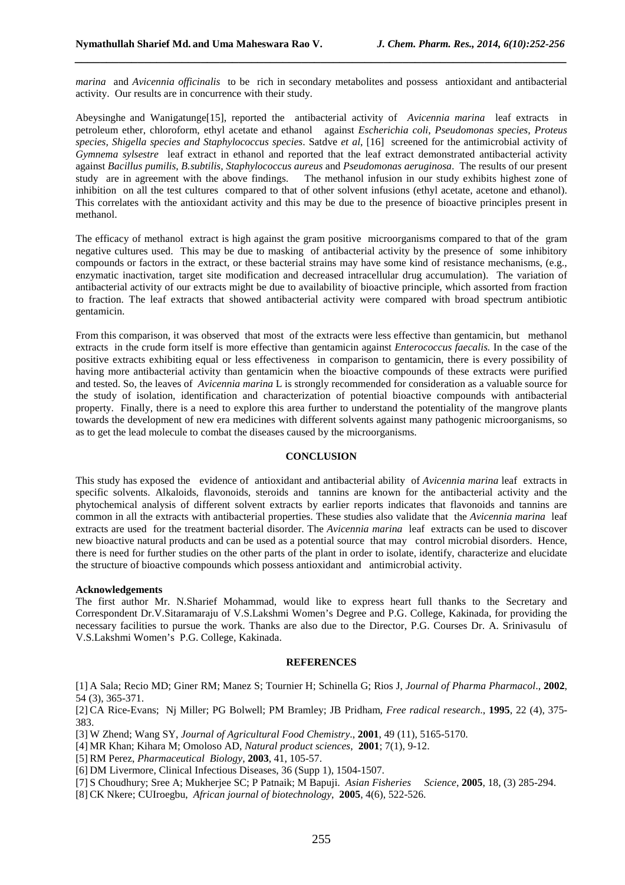*marina* and *Avicennia officinalis* to be rich in secondary metabolites and possess antioxidant and antibacterial activity. Our results are in concurrence with their study.

Abeysinghe and Wanigatunge[15], reported the antibacterial activity of *Avicennia marina* leaf extracts in petroleum ether, chloroform, ethyl acetate and ethanol against *Escherichia coli, Pseudomonas species, Proteus species, Shigella species and Staphylococcus species*. Satdve *et al*, [16] screened for the antimicrobial activity of *Gymnema sylsestre* leaf extract in ethanol and reported that the leaf extract demonstrated antibacterial activity against *Bacillus pumilis, B.subtilis, Staphylococcus aureus* and *Pseudomonas aeruginosa*. The results of our present study are in agreement with the above findings. The methanol infusion in our study exhibits highest zone of inhibition on all the test cultures compared to that of other solvent infusions (ethyl acetate, acetone and ethanol). This correlates with the antioxidant activity and this may be due to the presence of bioactive principles present in methanol.

The efficacy of methanol extract is high against the gram positive microorganisms compared to that of the gram negative cultures used. This may be due to masking of antibacterial activity by the presence of some inhibitory compounds or factors in the extract, or these bacterial strains may have some kind of resistance mechanisms, (e.g., enzymatic inactivation, target site modification and decreased intracellular drug accumulation). The variation of antibacterial activity of our extracts might be due to availability of bioactive principle, which assorted from fraction to fraction. The leaf extracts that showed antibacterial activity were compared with broad spectrum antibiotic gentamicin.

From this comparison, it was observed that most of the extracts were less effective than gentamicin, but methanol extracts in the crude form itself is more effective than gentamicin against *Enterococcus faecalis.* In the case of the positive extracts exhibiting equal or less effectiveness in comparison to gentamicin, there is every possibility of having more antibacterial activity than gentamicin when the bioactive compounds of these extracts were purified and tested. So, the leaves of *Avicennia marina* L is strongly recommended for consideration as a valuable source for the study of isolation, identification and characterization of potential bioactive compounds with antibacterial property. Finally, there is a need to explore this area further to understand the potentiality of the mangrove plants towards the development of new era medicines with different solvents against many pathogenic microorganisms, so as to get the lead molecule to combat the diseases caused by the microorganisms.

## CONCLUSION

This study has exposed the evidence of antioxidant and antibacterial ability of *Avicennia marina* leaf extracts in specific solvents. Alkaloids, flavonoids, steroids and tannins are known for the antibacterial activity and the phytochemical analysis of different solvent extracts by earlier reports indicates that flavonoids and tannins are common in all the extracts with antibacterial properties. These studies also validate that the *Avicennia marina* leaf extracts are used for the treatment bacterial disorder. The *Avicennia marina* leaf extracts can be used to discover new bioactive natural products and can be used as a potential source that may control microbial disorders. Hence, there is need for further studies on the other parts of the plant in order to isolate, identify, characterize and elucidate the structure of bioactive compounds which possess antioxidant and antimicrobial activity.

**Acknowledgements**

The first author Mr. N.Sharief Mohammad, would like to express heart full thanks to the Secretary and Correspondent Dr.V.Sitaramaraju of V.S.Lakshmi Women's Degree and P.G. College, Kakinada, for providing the necessary facilities to pursue the work. Thanks are also due to the Director, P.G. Courses Dr. A. Srinivasulu of V.S.Lakshmi Women's P.G. College, Kakinada.

## REFERENCES

[1] A Sala; Recio MD; Giner RM; Manez S; Tournier H; Schinella G; Rios J, *Journal of Pharma Pharmacol*., **2002**, 54 (3), 365-371.

[2] CA Rice-Evans; Nj Miller; PG Bolwell; PM Bramley; JB Pridham, *Free radical research*., **1995**, 22 (4), 375-383.

[3] W Zhend; Wang SY, *Journal of Agricultural Food Chemistry*., **2001**, 49 (11), 5165-5170.

[4] MR Khan; Kihara M; Omoloso AD, *Natural product sciences*, **2001**; 7(1), 9-12.

[5] RM Perez, *Pharmaceutical Biology*, **2003**, 41, 105-57.

[6] DM Livermore, Clinical Infectious Diseases, 36 (Supp 1), 1504-1507.

[7] S Choudhury; Sree A; Mukherjee SC; P Patnaik; M Bapuji. *Asian Fisheries Science*, **2005**, 18, (3) 285-294.

[8] CK Nkere; CUIroegbu, *African journal of biotechnology*, **2005**, 4(6), 522-526.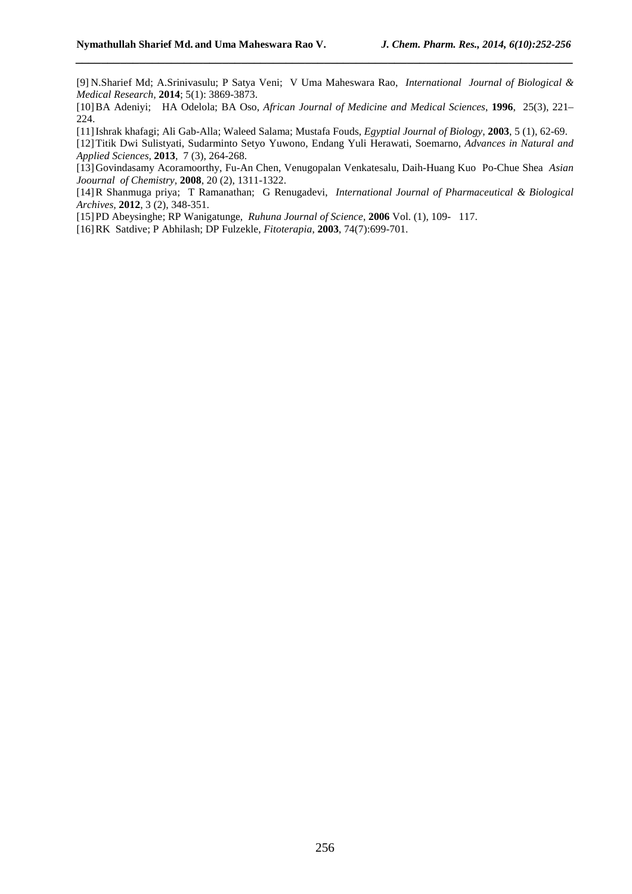[9] N.Sharief Md; A.Srinivasulu; P Satya Veni; V Uma Maheswara Rao, *International Journal of Biological & Medical Research*, **2014**; 5(1): 3869-3873.

[10] BA Adeniyi; HA Odelola; BA Oso, *African Journal of Medicine and Medical Sciences*, **1996**, 25(3), 221–224.

[11] Ishrak khafagi; Ali Gab-Alla; Waleed Salama; Mustafa Fouds, *Egyptial Journal of Biology*, **2003**, 5 (1), 62-69.

[12] Titik Dwi Sulistyati, Sudarminto Setyo Yuwono, Endang Yuli Herawati, Soemarno, *Advances in Natural and Applied Sciences*, **2013**, 7 (3), 264-268.

[13] Govindasamy Acoramoorthy, Fu-An Chen, Venugopalan Venkatesalu, Daih-Huang Kuo Po-Chue Shea *Asian Joournal of Chemistry*, **2008**, 20 (2), 1311-1322.

[14] R Shanmuga priya; T Ramanathan; G Renugadevi, *International Journal of Pharmaceutical & Biological Archives*, **2012**, 3 (2), 348-351.

[15] PD Abeysinghe; RP Wanigatunge, *Ruhuna Journal of Science*, **2006** Vol. (1), 109- 117.

[16] RK Satdive; P Abhilash; DP Fulzekle, *Fitoterapia*, **2003**, 74(7):699-701.